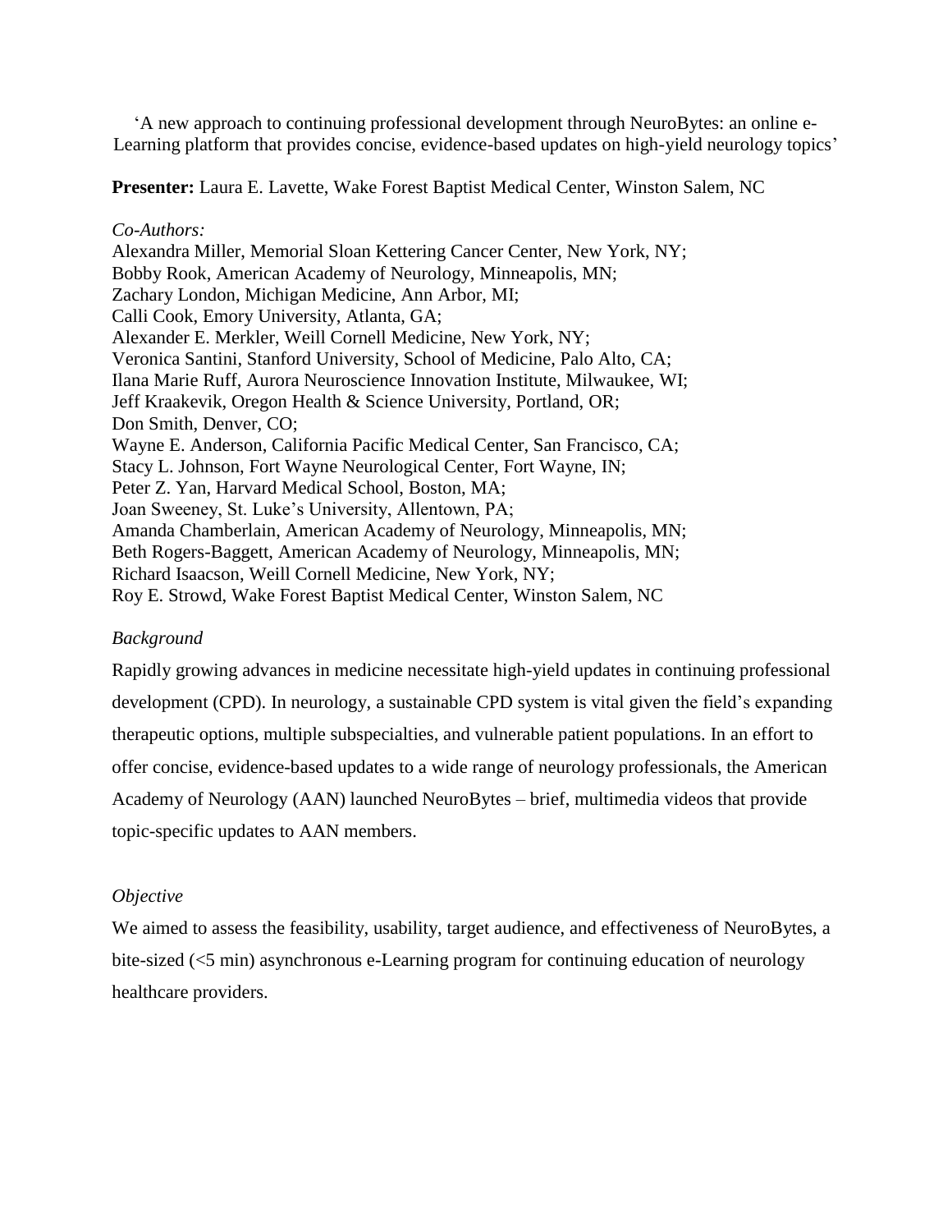‘A new approach to continuing professional development through NeuroBytes: an online e-Learning platform that provides concise, evidence-based updates on high-yield neurology topics’

**Presenter:** Laura E. Lavette, Wake Forest Baptist Medical Center, Winston Salem, NC

*Co-Authors:*
Alexandra Miller, Memorial Sloan Kettering Cancer Center, New York, NY;
Bobby Rook, American Academy of Neurology, Minneapolis, MN;
Zachary London, Michigan Medicine, Ann Arbor, MI;
Calli Cook, Emory University, Atlanta, GA;
Alexander E. Merkler, Weill Cornell Medicine, New York, NY;
Veronica Santini, Stanford University, School of Medicine, Palo Alto, CA;
Ilana Marie Ruff, Aurora Neuroscience Innovation Institute, Milwaukee, WI;
Jeff Kraakevik, Oregon Health & Science University, Portland, OR;
Don Smith, Denver, CO;
Wayne E. Anderson, California Pacific Medical Center, San Francisco, CA;
Stacy L. Johnson, Fort Wayne Neurological Center, Fort Wayne, IN;
Peter Z. Yan, Harvard Medical School, Boston, MA;
Joan Sweeney, St. Luke’s University, Allentown, PA;
Amanda Chamberlain, American Academy of Neurology, Minneapolis, MN;
Beth Rogers-Baggett, American Academy of Neurology, Minneapolis, MN;
Richard Isaacson, Weill Cornell Medicine, New York, NY;
Roy E. Strowd, Wake Forest Baptist Medical Center, Winston Salem, NC

*Background*

Rapidly growing advances in medicine necessitate high-yield updates in continuing professional development (CPD). In neurology, a sustainable CPD system is vital given the field’s expanding therapeutic options, multiple subspecialties, and vulnerable patient populations. In an effort to offer concise, evidence-based updates to a wide range of neurology professionals, the American Academy of Neurology (AAN) launched NeuroBytes – brief, multimedia videos that provide topic-specific updates to AAN members.

*Objective*

We aimed to assess the feasibility, usability, target audience, and effectiveness of NeuroBytes, a bite-sized (<5 min) asynchronous e-Learning program for continuing education of neurology healthcare providers.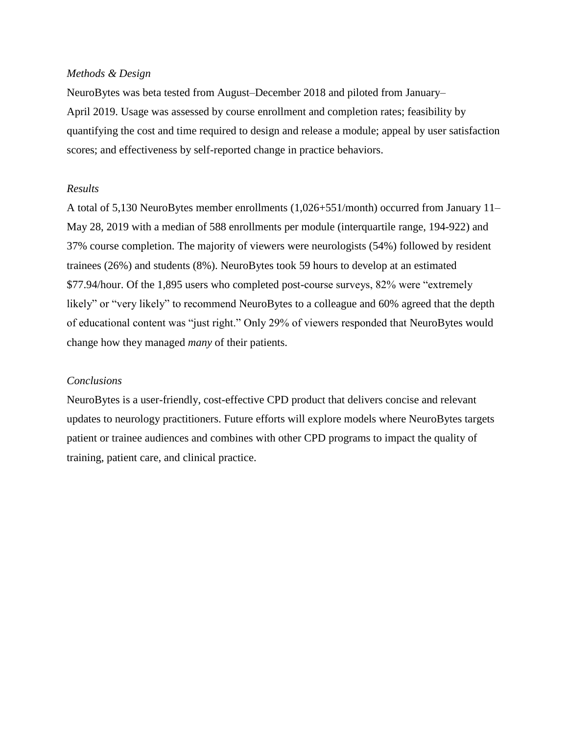*Methods & Design*

NeuroBytes was beta tested from August–December 2018 and piloted from January–April 2019. Usage was assessed by course enrollment and completion rates; feasibility by quantifying the cost and time required to design and release a module; appeal by user satisfaction scores; and effectiveness by self-reported change in practice behaviors.

*Results*

A total of 5,130 NeuroBytes member enrollments (1,026+551/month) occurred from January 11–May 28, 2019 with a median of 588 enrollments per module (interquartile range, 194-922) and 37% course completion. The majority of viewers were neurologists (54%) followed by resident trainees (26%) and students (8%). NeuroBytes took 59 hours to develop at an estimated $77.94/hour. Of the 1,895 users who completed post-course surveys, 82% were "extremely likely" or "very likely" to recommend NeuroBytes to a colleague and 60% agreed that the depth of educational content was "just right." Only 29% of viewers responded that NeuroBytes would change how they managed *many* of their patients.

*Conclusions*

NeuroBytes is a user-friendly, cost-effective CPD product that delivers concise and relevant updates to neurology practitioners. Future efforts will explore models where NeuroBytes targets patient or trainee audiences and combines with other CPD programs to impact the quality of training, patient care, and clinical practice.